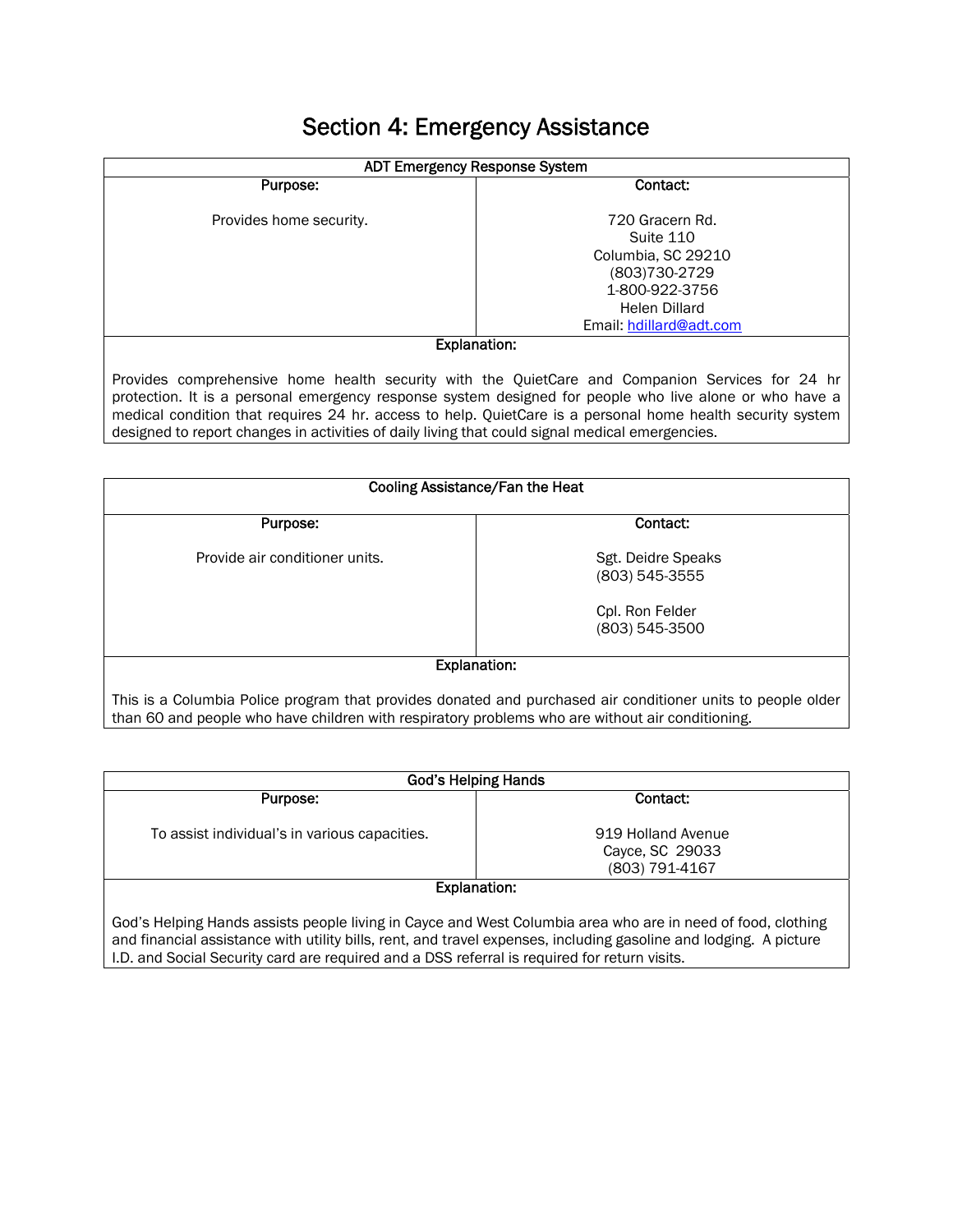# Section 4: Emergency Assistance

| ADT Emergency Response System | |
|---|---|
| **Purpose:** | **Contact:** |
| Provides home security. | 720 Gracern Rd.<br>Suite 110<br>Columbia, SC 29210<br>(803)730-2729<br>1-800-922-3756<br>Helen Dillard<br>Email: hdillard@adt.com |
| **Explanation:** | |
| Provides comprehensive home health security with the QuietCare and Companion Services for 24 hr protection. It is a personal emergency response system designed for people who live alone or who have a medical condition that requires 24 hr. access to help. QuietCare is a personal home health security system designed to report changes in activities of daily living that could signal medical emergencies. | |

| Cooling Assistance/Fan the Heat | |
|---|---|
| **Purpose:** | **Contact:** |
| Provide air conditioner units. | Sgt. Deidre Speaks<br>(803) 545-3555<br><br>Cpl. Ron Felder<br>(803) 545-3500 |
| **Explanation:** | |
| This is a Columbia Police program that provides donated and purchased air conditioner units to people older than 60 and people who have children with respiratory problems who are without air conditioning. | |

| God's Helping Hands | |
|---|---|
| **Purpose:** | **Contact:** |
| To assist individual's in various capacities. | 919 Holland Avenue<br>Cayce, SC 29033<br>(803) 791-4167 |
| **Explanation:** | |
| God's Helping Hands assists people living in Cayce and West Columbia area who are in need of food, clothing and financial assistance with utility bills, rent, and travel expenses, including gasoline and lodging. A picture I.D. and Social Security card are required and a DSS referral is required for return visits. | |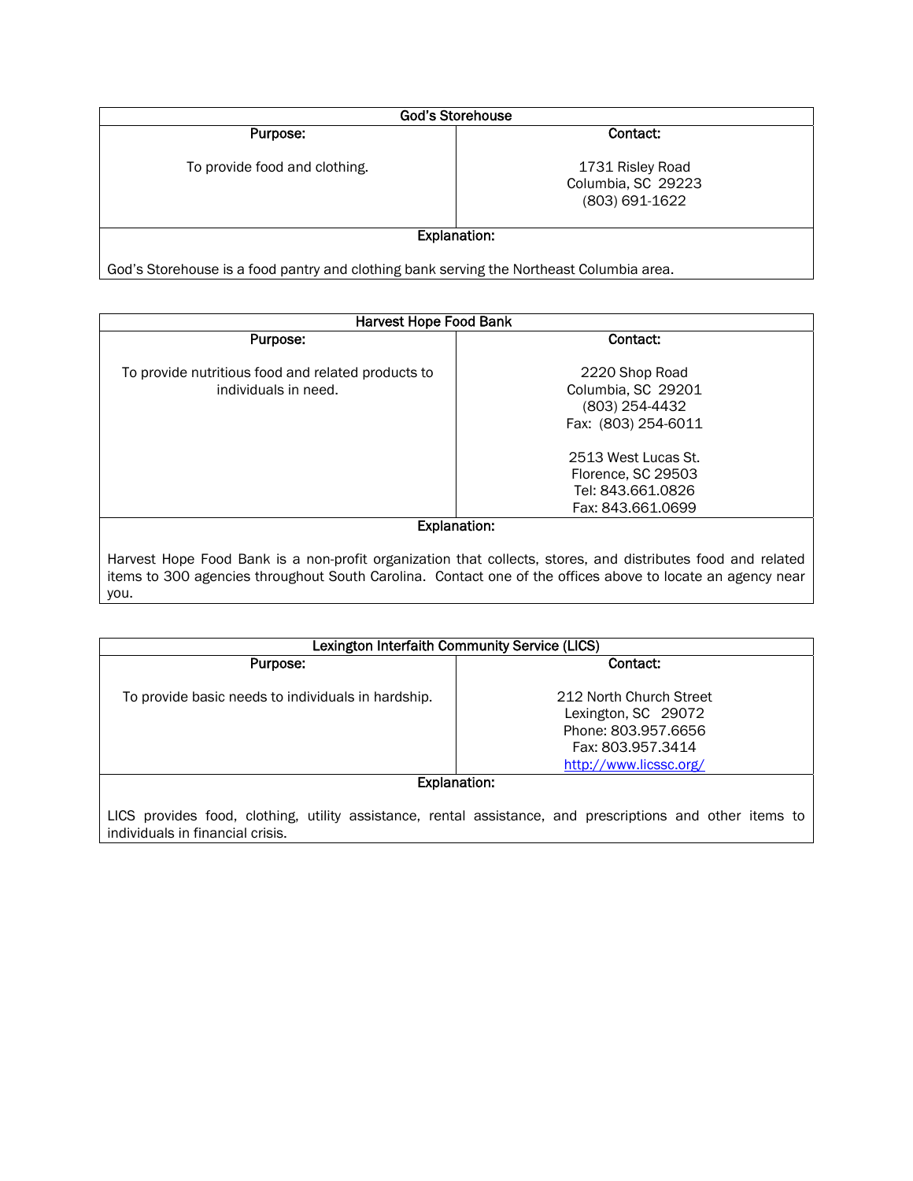| God's Storehouse | |
|---|---|
| **Purpose:** | **Contact:** |
| To provide food and clothing. | 1731 Risley Road<br>Columbia, SC 29223<br>(803) 691-1622 |
| **Explanation:** | |
| God's Storehouse is a food pantry and clothing bank serving the Northeast Columbia area. | |

| Harvest Hope Food Bank | |
|---|---|
| **Purpose:** | **Contact:** |
| To provide nutritious food and related products to individuals in need. | 2220 Shop Road<br>Columbia, SC 29201<br>(803) 254-4432<br>Fax: (803) 254-6011<br><br>2513 West Lucas St.<br>Florence, SC 29503<br>Tel: 843.661.0826<br>Fax: 843.661.0699 |
| **Explanation:** | |
| Harvest Hope Food Bank is a non-profit organization that collects, stores, and distributes food and related items to 300 agencies throughout South Carolina. Contact one of the offices above to locate an agency near you. | |

| Lexington Interfaith Community Service (LICS) | |
|---|---|
| **Purpose:** | **Contact:** |
| To provide basic needs to individuals in hardship. | 212 North Church Street<br>Lexington, SC 29072<br>Phone: 803.957.6656<br>Fax: 803.957.3414<br>http://www.licssc.org/ |
| **Explanation:** | |
| LICS provides food, clothing, utility assistance, rental assistance, and prescriptions and other items to individuals in financial crisis. | |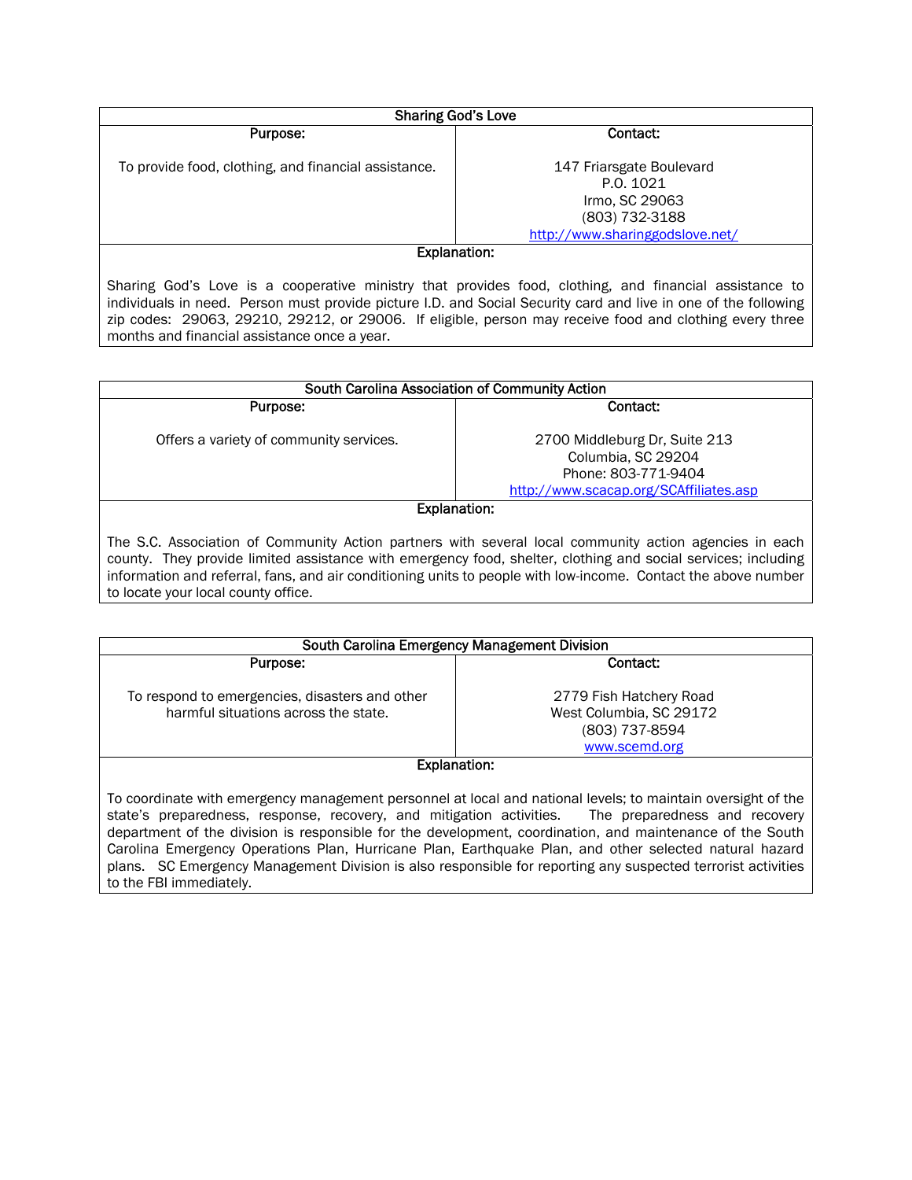| Sharing God's Love | |
|---|---|
| **Purpose:** | **Contact:** |
| To provide food, clothing, and financial assistance. | 147 Friarsgate Boulevard<br>P.O. 1021<br>Irmo, SC 29063<br>(803) 732-3188<br>http://www.sharinggodslove.net/ |
| **Explanation:** | |
| Sharing God's Love is a cooperative ministry that provides food, clothing, and financial assistance to individuals in need. Person must provide picture I.D. and Social Security card and live in one of the following zip codes: 29063, 29210, 29212, or 29006. If eligible, person may receive food and clothing every three months and financial assistance once a year. | |

| South Carolina Association of Community Action | |
|---|---|
| **Purpose:** | **Contact:** |
| Offers a variety of community services. | 2700 Middleburg Dr, Suite 213<br>Columbia, SC 29204<br>Phone: 803-771-9404<br>http://www.scacap.org/SCAffiliates.asp |
| **Explanation:** | |
| The S.C. Association of Community Action partners with several local community action agencies in each county. They provide limited assistance with emergency food, shelter, clothing and social services; including information and referral, fans, and air conditioning units to people with low-income. Contact the above number to locate your local county office. | |

| South Carolina Emergency Management Division | |
|---|---|
| **Purpose:** | **Contact:** |
| To respond to emergencies, disasters and other harmful situations across the state. | 2779 Fish Hatchery Road<br>West Columbia, SC 29172<br>(803) 737-8594<br>www.scemd.org |
| **Explanation:** | |
| To coordinate with emergency management personnel at local and national levels; to maintain oversight of the state's preparedness, response, recovery, and mitigation activities. The preparedness and recovery department of the division is responsible for the development, coordination, and maintenance of the South Carolina Emergency Operations Plan, Hurricane Plan, Earthquake Plan, and other selected natural hazard plans. SC Emergency Management Division is also responsible for reporting any suspected terrorist activities to the FBI immediately. | |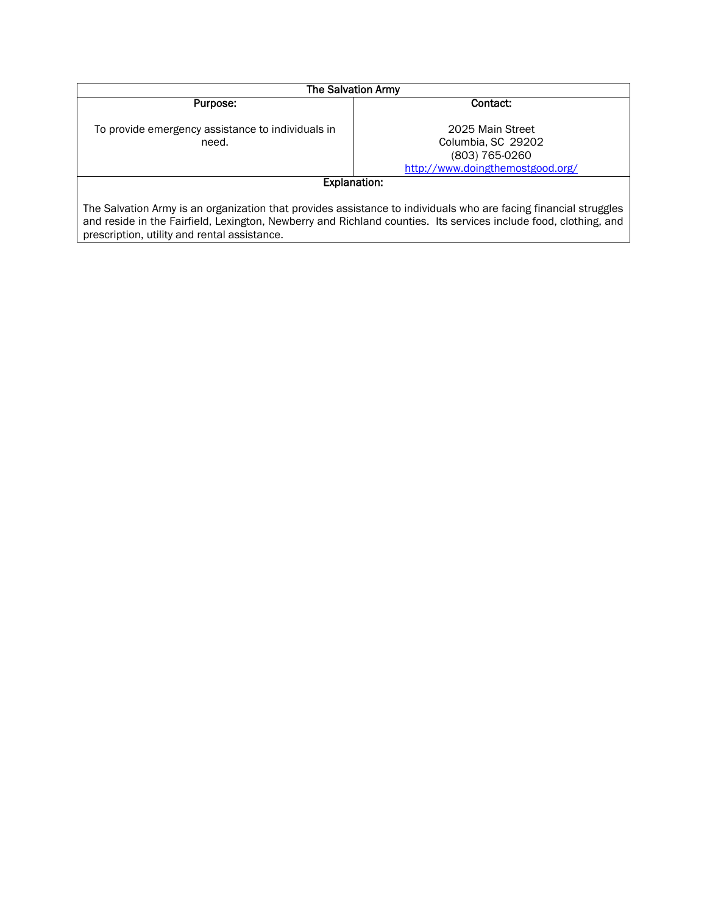| The Salvation Army | |
|---|---|
| **Purpose:**<br><br>To provide emergency assistance to individuals in need. | **Contact:**<br><br>2025 Main Street<br>Columbia, SC 29202<br>(803) 765-0260<br>http://www.doingthemostgood.org/ |
| **Explanation:**<br><br>The Salvation Army is an organization that provides assistance to individuals who are facing financial struggles and reside in the Fairfield, Lexington, Newberry and Richland counties. Its services include food, clothing, and prescription, utility and rental assistance. | |